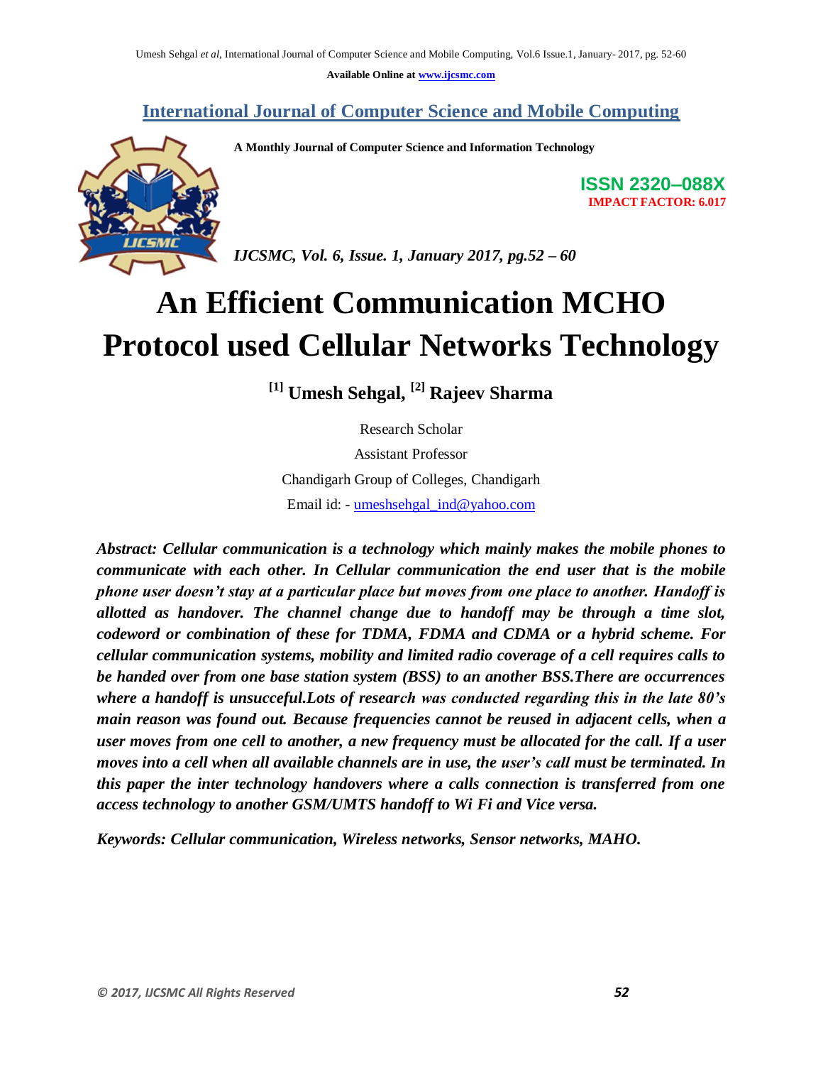# International Journal of Computer Science and Mobile Computing

**A Monthly Journal of Computer Science and Information Technology**

**ISSN 2320–088X**
**IMPACT FACTOR: 6.017**

*IJCSMC, Vol. 6, Issue. 1, January 2017, pg.52 – 60*

# An Efficient Communication MCHO Protocol used Cellular Networks Technology

**[1] Umesh Sehgal, [2] Rajeev Sharma**

Research Scholar

Assistant Professor

Chandigarh Group of Colleges, Chandigarh

Email id: - umeshsehgal_ind@yahoo.com

***Abstract: Cellular communication is a technology which mainly makes the mobile phones to communicate with each other. In Cellular communication the end user that is the mobile phone user doesn't stay at a particular place but moves from one place to another. Handoff is allotted as handover. The channel change due to handoff may be through a time slot, codeword or combination of these for TDMA, FDMA and CDMA or a hybrid scheme. For cellular communication systems, mobility and limited radio coverage of a cell requires calls to be handed over from one base station system (BSS) to an another BSS.There are occurrences where a handoff is unsucceful.Lots of research was conducted regarding this in the late 80's main reason was found out. Because frequencies cannot be reused in adjacent cells, when a user moves from one cell to another, a new frequency must be allocated for the call. If a user moves into a cell when all available channels are in use, the user's call must be terminated. In this paper the inter technology handovers where a calls connection is transferred from one access technology to another GSM/UMTS handoff to Wi Fi and Vice versa.***

***Keywords: Cellular communication, Wireless networks, Sensor networks, MAHO.***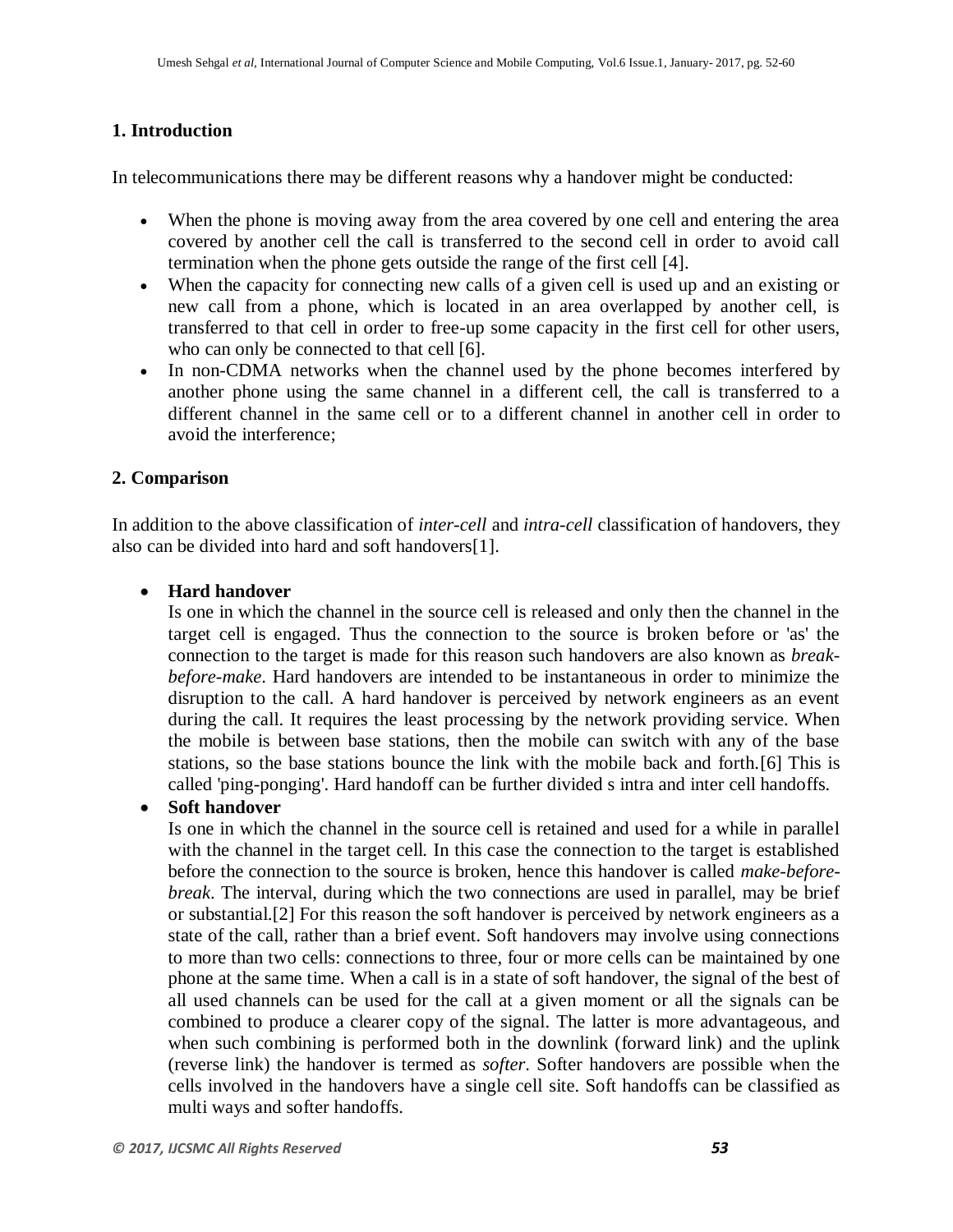## 1. Introduction

In telecommunications there may be different reasons why a handover might be conducted:

- When the phone is moving away from the area covered by one cell and entering the area covered by another cell the call is transferred to the second cell in order to avoid call termination when the phone gets outside the range of the first cell [4].
- When the capacity for connecting new calls of a given cell is used up and an existing or new call from a phone, which is located in an area overlapped by another cell, is transferred to that cell in order to free-up some capacity in the first cell for other users, who can only be connected to that cell [6].
- In non-CDMA networks when the channel used by the phone becomes interfered by another phone using the same channel in a different cell, the call is transferred to a different channel in the same cell or to a different channel in another cell in order to avoid the interference;

## 2. Comparison

In addition to the above classification of *inter-cell* and *intra-cell* classification of handovers, they also can be divided into hard and soft handovers[1].

- **Hard handover**
  Is one in which the channel in the source cell is released and only then the channel in the target cell is engaged. Thus the connection to the source is broken before or 'as' the connection to the target is made for this reason such handovers are also known as *break-before-make*. Hard handovers are intended to be instantaneous in order to minimize the disruption to the call. A hard handover is perceived by network engineers as an event during the call. It requires the least processing by the network providing service. When the mobile is between base stations, then the mobile can switch with any of the base stations, so the base stations bounce the link with the mobile back and forth.[6] This is called 'ping-ponging'. Hard handoff can be further divided s intra and inter cell handoffs.
- **Soft handover**
  Is one in which the channel in the source cell is retained and used for a while in parallel with the channel in the target cell. In this case the connection to the target is established before the connection to the source is broken, hence this handover is called *make-before-break*. The interval, during which the two connections are used in parallel, may be brief or substantial.[2] For this reason the soft handover is perceived by network engineers as a state of the call, rather than a brief event. Soft handovers may involve using connections to more than two cells: connections to three, four or more cells can be maintained by one phone at the same time. When a call is in a state of soft handover, the signal of the best of all used channels can be used for the call at a given moment or all the signals can be combined to produce a clearer copy of the signal. The latter is more advantageous, and when such combining is performed both in the downlink (forward link) and the uplink (reverse link) the handover is termed as *softer*. Softer handovers are possible when the cells involved in the handovers have a single cell site. Soft handoffs can be classified as multi ways and softer handoffs.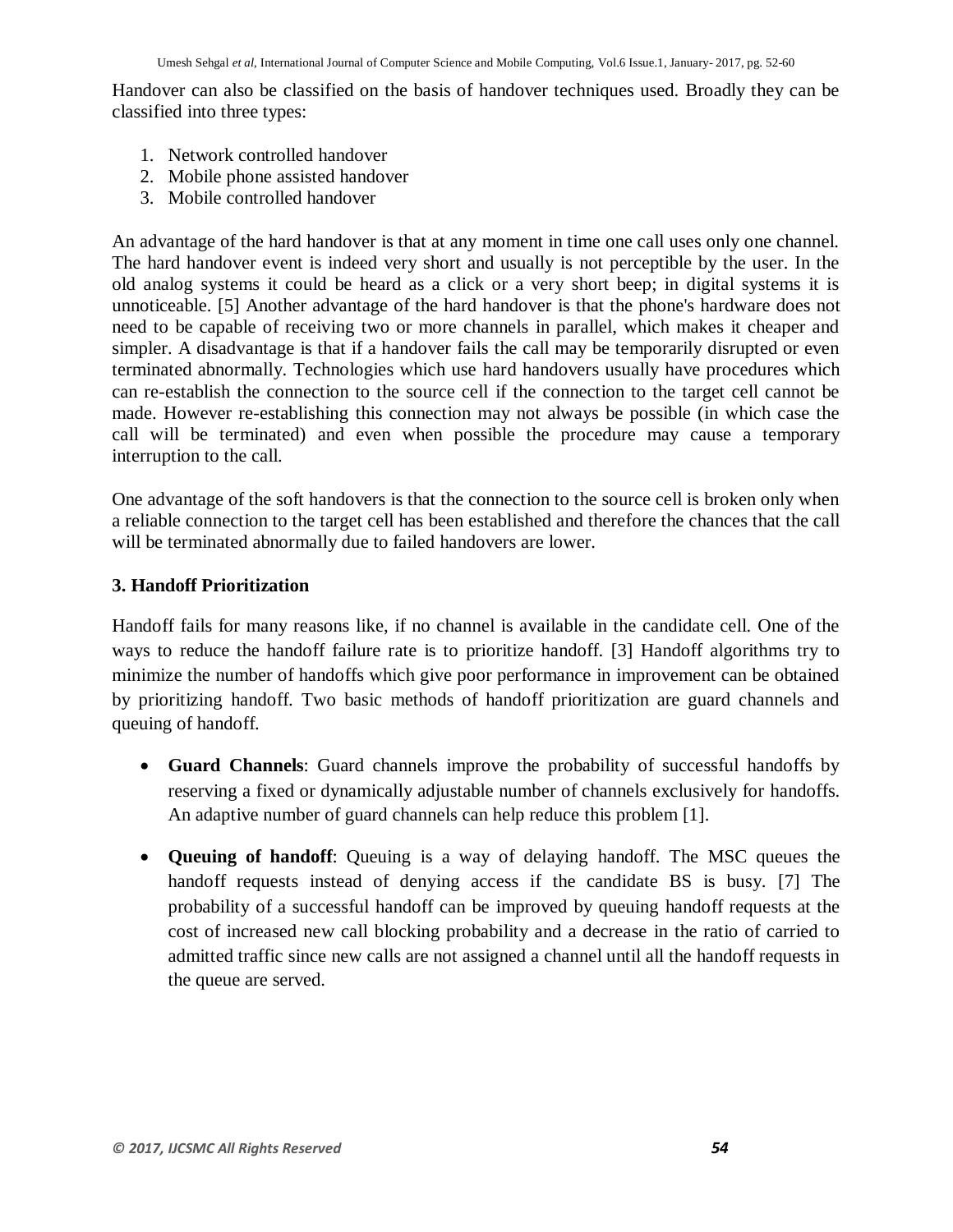Handover can also be classified on the basis of handover techniques used. Broadly they can be classified into three types:

1. Network controlled handover
2. Mobile phone assisted handover
3. Mobile controlled handover

An advantage of the hard handover is that at any moment in time one call uses only one channel. The hard handover event is indeed very short and usually is not perceptible by the user. In the old analog systems it could be heard as a click or a very short beep; in digital systems it is unnoticeable. [5] Another advantage of the hard handover is that the phone's hardware does not need to be capable of receiving two or more channels in parallel, which makes it cheaper and simpler. A disadvantage is that if a handover fails the call may be temporarily disrupted or even terminated abnormally. Technologies which use hard handovers usually have procedures which can re-establish the connection to the source cell if the connection to the target cell cannot be made. However re-establishing this connection may not always be possible (in which case the call will be terminated) and even when possible the procedure may cause a temporary interruption to the call.

One advantage of the soft handovers is that the connection to the source cell is broken only when a reliable connection to the target cell has been established and therefore the chances that the call will be terminated abnormally due to failed handovers are lower.

### 3. Handoff Prioritization

Handoff fails for many reasons like, if no channel is available in the candidate cell. One of the ways to reduce the handoff failure rate is to prioritize handoff. [3] Handoff algorithms try to minimize the number of handoffs which give poor performance in improvement can be obtained by prioritizing handoff. Two basic methods of handoff prioritization are guard channels and queuing of handoff.

- **Guard Channels**: Guard channels improve the probability of successful handoffs by reserving a fixed or dynamically adjustable number of channels exclusively for handoffs. An adaptive number of guard channels can help reduce this problem [1].

- **Queuing of handoff**: Queuing is a way of delaying handoff. The MSC queues the handoff requests instead of denying access if the candidate BS is busy. [7] The probability of a successful handoff can be improved by queuing handoff requests at the cost of increased new call blocking probability and a decrease in the ratio of carried to admitted traffic since new calls are not assigned a channel until all the handoff requests in the queue are served.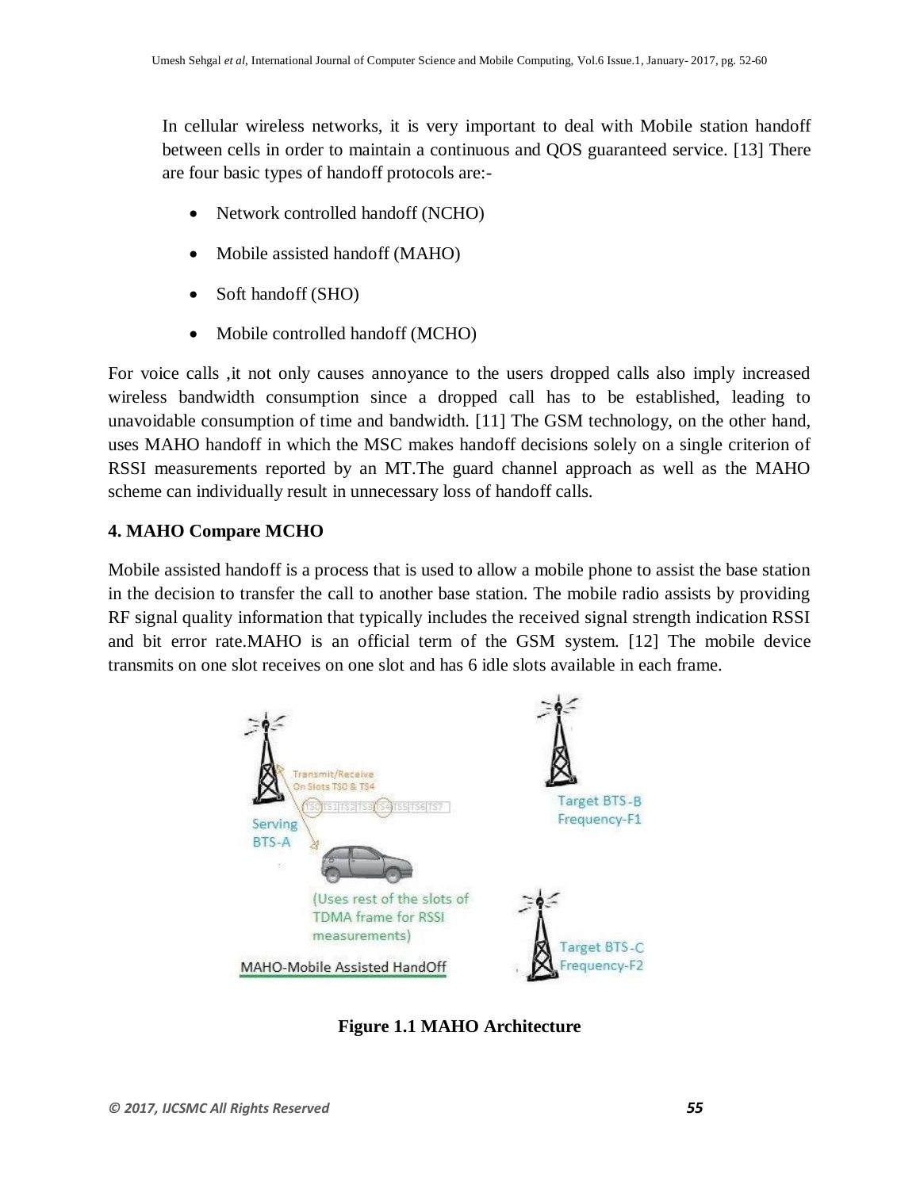In cellular wireless networks, it is very important to deal with Mobile station handoff between cells in order to maintain a continuous and QOS guaranteed service. [13] There are four basic types of handoff protocols are:-

- Network controlled handoff (NCHO)
- Mobile assisted handoff (MAHO)
- Soft handoff (SHO)
- Mobile controlled handoff (MCHO)

For voice calls ,it not only causes annoyance to the users dropped calls also imply increased wireless bandwidth consumption since a dropped call has to be established, leading to unavoidable consumption of time and bandwidth. [11] The GSM technology, on the other hand, uses MAHO handoff in which the MSC makes handoff decisions solely on a single criterion of RSSI measurements reported by an MT.The guard channel approach as well as the MAHO scheme can individually result in unnecessary loss of handoff calls.

## 4. MAHO Compare MCHO

Mobile assisted handoff is a process that is used to allow a mobile phone to assist the base station in the decision to transfer the call to another base station. The mobile radio assists by providing RF signal quality information that typically includes the received signal strength indication RSSI and bit error rate.MAHO is an official term of the GSM system. [12] The mobile device transmits on one slot receives on one slot and has 6 idle slots available in each frame.

**Figure 1.1 MAHO Architecture**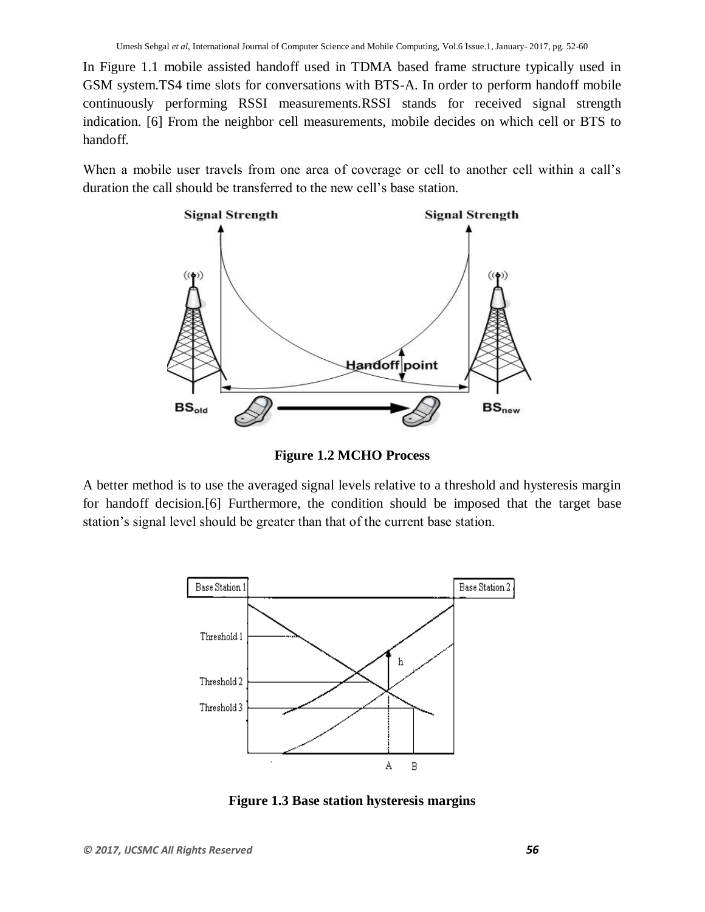In Figure 1.1 mobile assisted handoff used in TDMA based frame structure typically used in GSM system.TS4 time slots for conversations with BTS-A. In order to perform handoff mobile continuously performing RSSI measurements.RSSI stands for received signal strength indication. [6] From the neighbor cell measurements, mobile decides on which cell or BTS to handoff.

When a mobile user travels from one area of coverage or cell to another cell within a call's duration the call should be transferred to the new cell's base station.

**Figure 1.2 MCHO Process**

A better method is to use the averaged signal levels relative to a threshold and hysteresis margin for handoff decision.[6] Furthermore, the condition should be imposed that the target base station's signal level should be greater than that of the current base station.

**Figure 1.3 Base station hysteresis margins**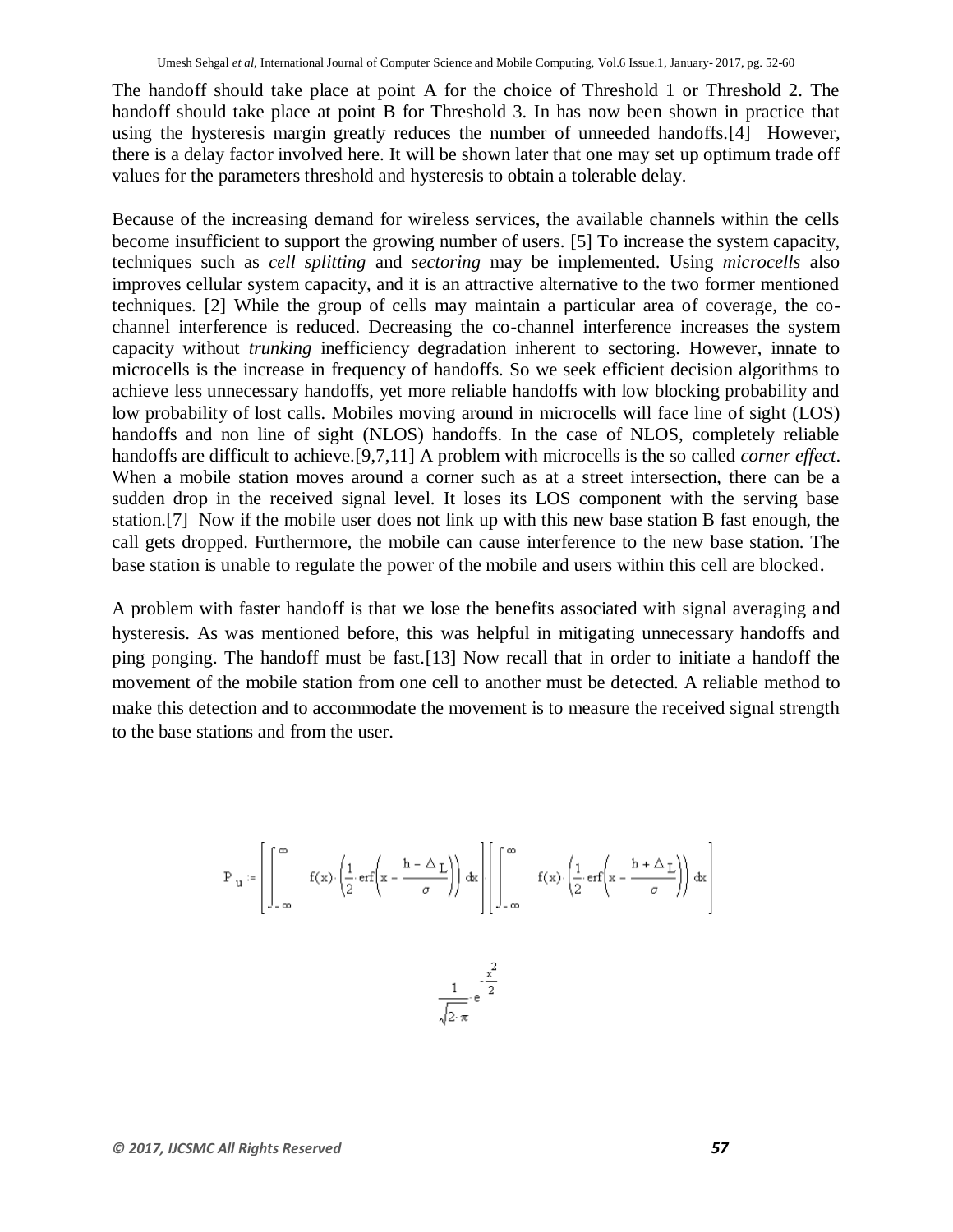The handoff should take place at point A for the choice of Threshold 1 or Threshold 2. The handoff should take place at point B for Threshold 3. In has now been shown in practice that using the hysteresis margin greatly reduces the number of unneeded handoffs.[4] However, there is a delay factor involved here. It will be shown later that one may set up optimum trade off values for the parameters threshold and hysteresis to obtain a tolerable delay.

Because of the increasing demand for wireless services, the available channels within the cells become insufficient to support the growing number of users. [5] To increase the system capacity, techniques such as *cell splitting* and *sectoring* may be implemented. Using *microcells* also improves cellular system capacity, and it is an attractive alternative to the two former mentioned techniques. [2] While the group of cells may maintain a particular area of coverage, the co-channel interference is reduced. Decreasing the co-channel interference increases the system capacity without *trunking* inefficiency degradation inherent to sectoring. However, innate to microcells is the increase in frequency of handoffs. So we seek efficient decision algorithms to achieve less unnecessary handoffs, yet more reliable handoffs with low blocking probability and low probability of lost calls. Mobiles moving around in microcells will face line of sight (LOS) handoffs and non line of sight (NLOS) handoffs. In the case of NLOS, completely reliable handoffs are difficult to achieve.[9,7,11] A problem with microcells is the so called *corner effect*. When a mobile station moves around a corner such as at a street intersection, there can be a sudden drop in the received signal level. It loses its LOS component with the serving base station.[7] Now if the mobile user does not link up with this new base station B fast enough, the call gets dropped. Furthermore, the mobile can cause interference to the new base station. The base station is unable to regulate the power of the mobile and users within this cell are blocked.

A problem with faster handoff is that we lose the benefits associated with signal averaging and hysteresis. As was mentioned before, this was helpful in mitigating unnecessary handoffs and ping ponging. The handoff must be fast.[13] Now recall that in order to initiate a handoff the movement of the mobile station from one cell to another must be detected. A reliable method to make this detection and to accommodate the movement is to measure the received signal strength to the base stations and from the user.

$$P_u := \left[\int_{-\infty}^{\infty} f(x)\cdot\left(\frac{1}{2}\cdot \mathrm{erf}\left(x - \frac{h - \Delta_L}{\sigma}\right)\right) dx\right]\left[\int_{-\infty}^{\infty} f(x)\cdot\left(\frac{1}{2}\cdot \mathrm{erf}\left(x - \frac{h + \Delta_L}{\sigma}\right)\right) dx\right]$$

$$\frac{1}{\sqrt{2\cdot\pi}}\cdot e^{-\frac{x^2}{2}}$$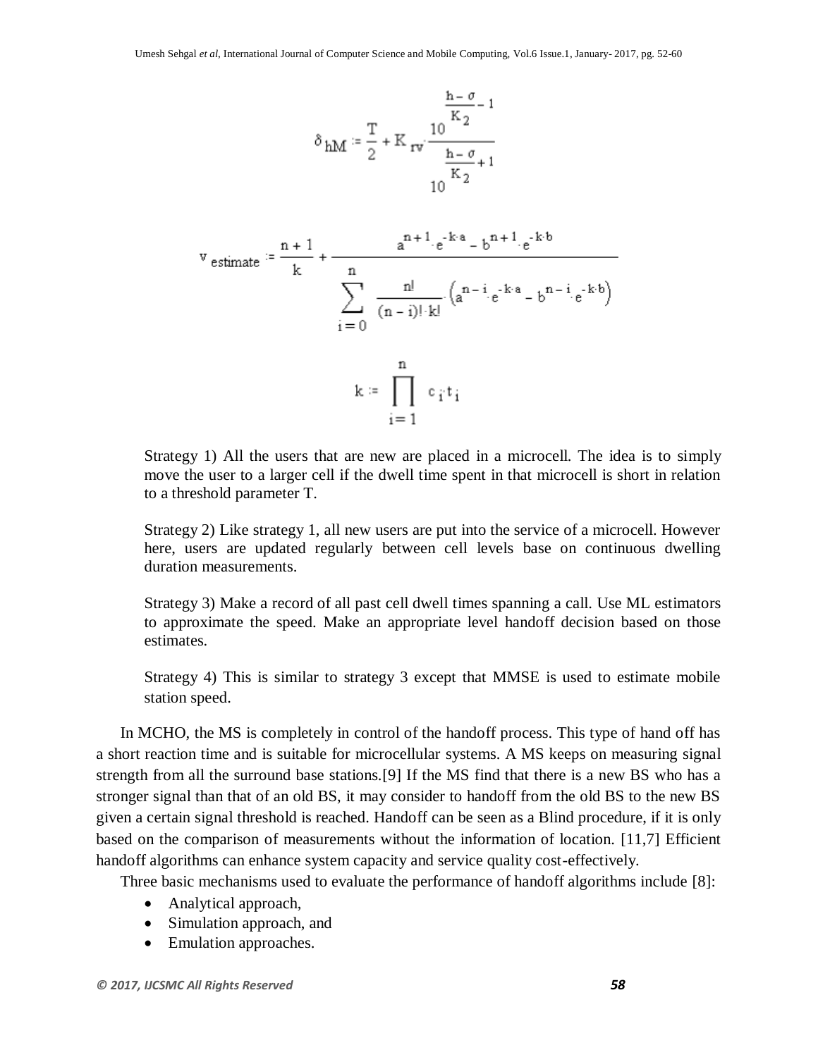$$\delta_{hM} := \frac{T}{2} + K_{rv} \cdot \frac{10^{\frac{h-\sigma}{K_2}-1}}{10^{\frac{h-\sigma}{K_2}+1}}$$

$$v_{estimate} := \frac{n+1}{k} + \frac{a^{n+1} \cdot e^{-k \cdot a} - b^{n+1} \cdot e^{-k \cdot b}}{\sum_{i=0}^{n} \frac{n!}{(n-i)! \cdot k!} \cdot \left(a^{n-i} \cdot e^{-k \cdot a} - b^{n-i} \cdot e^{-k \cdot b}\right)}$$

$$k := \prod_{i=1}^{n} c_i \cdot t_i$$

Strategy 1) All the users that are new are placed in a microcell. The idea is to simply move the user to a larger cell if the dwell time spent in that microcell is short in relation to a threshold parameter T.

Strategy 2) Like strategy 1, all new users are put into the service of a microcell. However here, users are updated regularly between cell levels base on continuous dwelling duration measurements.

Strategy 3) Make a record of all past cell dwell times spanning a call. Use ML estimators to approximate the speed. Make an appropriate level handoff decision based on those estimates.

Strategy 4) This is similar to strategy 3 except that MMSE is used to estimate mobile station speed.

In MCHO, the MS is completely in control of the handoff process. This type of hand off has a short reaction time and is suitable for microcellular systems. A MS keeps on measuring signal strength from all the surround base stations.[9] If the MS find that there is a new BS who has a stronger signal than that of an old BS, it may consider to handoff from the old BS to the new BS given a certain signal threshold is reached. Handoff can be seen as a Blind procedure, if it is only based on the comparison of measurements without the information of location. [11,7] Efficient handoff algorithms can enhance system capacity and service quality cost-effectively.

Three basic mechanisms used to evaluate the performance of handoff algorithms include [8]:

- Analytical approach,
- Simulation approach, and
- Emulation approaches.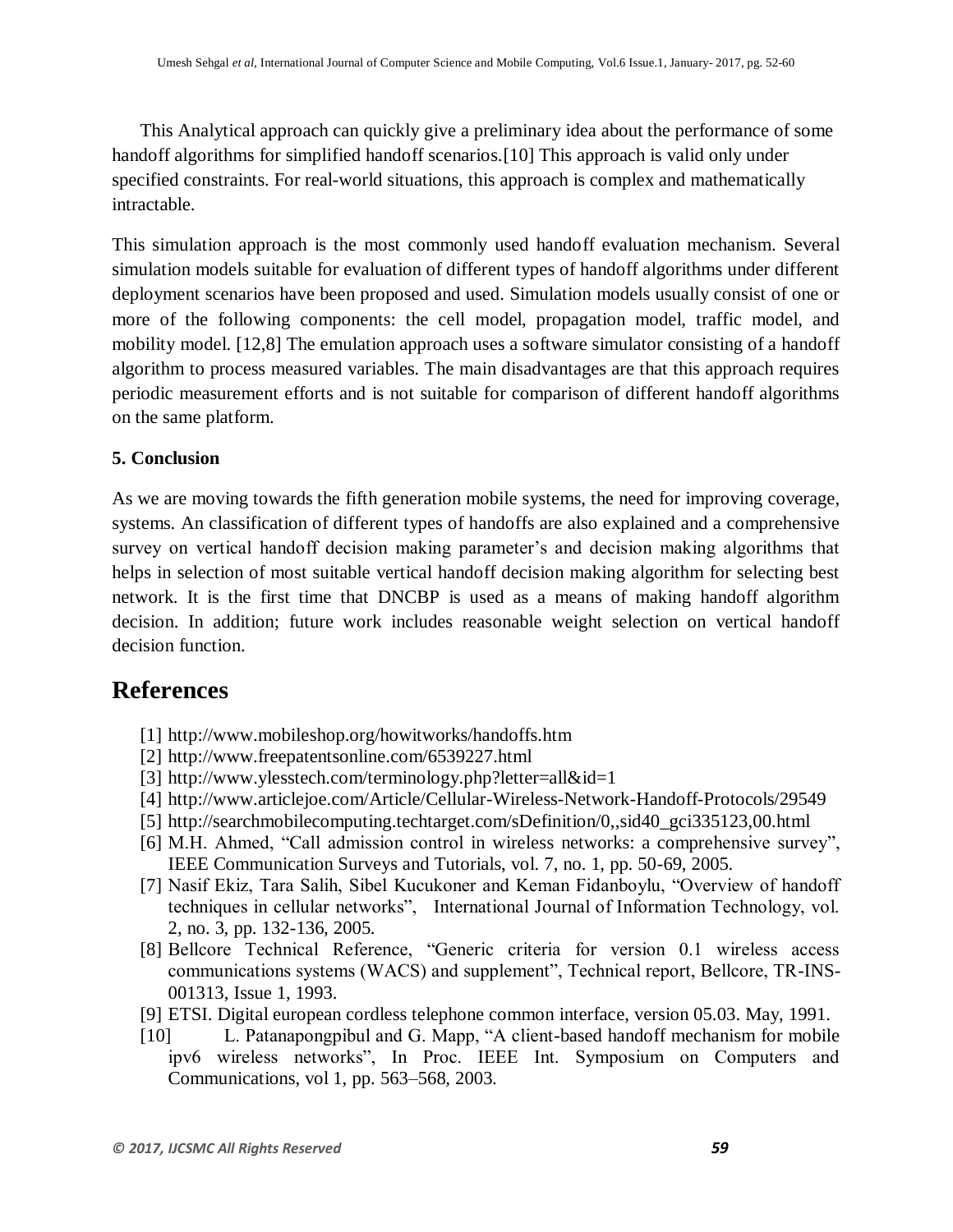This Analytical approach can quickly give a preliminary idea about the performance of some handoff algorithms for simplified handoff scenarios.[10] This approach is valid only under specified constraints. For real-world situations, this approach is complex and mathematically intractable.

This simulation approach is the most commonly used handoff evaluation mechanism. Several simulation models suitable for evaluation of different types of handoff algorithms under different deployment scenarios have been proposed and used. Simulation models usually consist of one or more of the following components: the cell model, propagation model, traffic model, and mobility model. [12,8] The emulation approach uses a software simulator consisting of a handoff algorithm to process measured variables. The main disadvantages are that this approach requires periodic measurement efforts and is not suitable for comparison of different handoff algorithms on the same platform.

### 5. Conclusion

As we are moving towards the fifth generation mobile systems, the need for improving coverage, systems. An classification of different types of handoffs are also explained and a comprehensive survey on vertical handoff decision making parameter's and decision making algorithms that helps in selection of most suitable vertical handoff decision making algorithm for selecting best network. It is the first time that DNCBP is used as a means of making handoff algorithm decision. In addition; future work includes reasonable weight selection on vertical handoff decision function.

## References

[1] http://www.mobileshop.org/howitworks/handoffs.htm

[2] http://www.freepatentsonline.com/6539227.html

[3] http://www.ylesstech.com/terminology.php?letter=all&id=1

[4] http://www.articlejoe.com/Article/Cellular-Wireless-Network-Handoff-Protocols/29549

[5] http://searchmobilecomputing.techtarget.com/sDefinition/0,,sid40_gci335123,00.html

[6] M.H. Ahmed, "Call admission control in wireless networks: a comprehensive survey", IEEE Communication Surveys and Tutorials, vol. 7, no. 1, pp. 50-69, 2005.

[7] Nasif Ekiz, Tara Salih, Sibel Kucukoner and Keman Fidanboylu, "Overview of handoff techniques in cellular networks", International Journal of Information Technology, vol. 2, no. 3, pp. 132-136, 2005.

[8] Bellcore Technical Reference, "Generic criteria for version 0.1 wireless access communications systems (WACS) and supplement", Technical report, Bellcore, TR-INS-001313, Issue 1, 1993.

[9] ETSI. Digital european cordless telephone common interface, version 05.03. May, 1991.

[10] L. Patanapongpibul and G. Mapp, "A client-based handoff mechanism for mobile ipv6 wireless networks", In Proc. IEEE Int. Symposium on Computers and Communications, vol 1, pp. 563–568, 2003.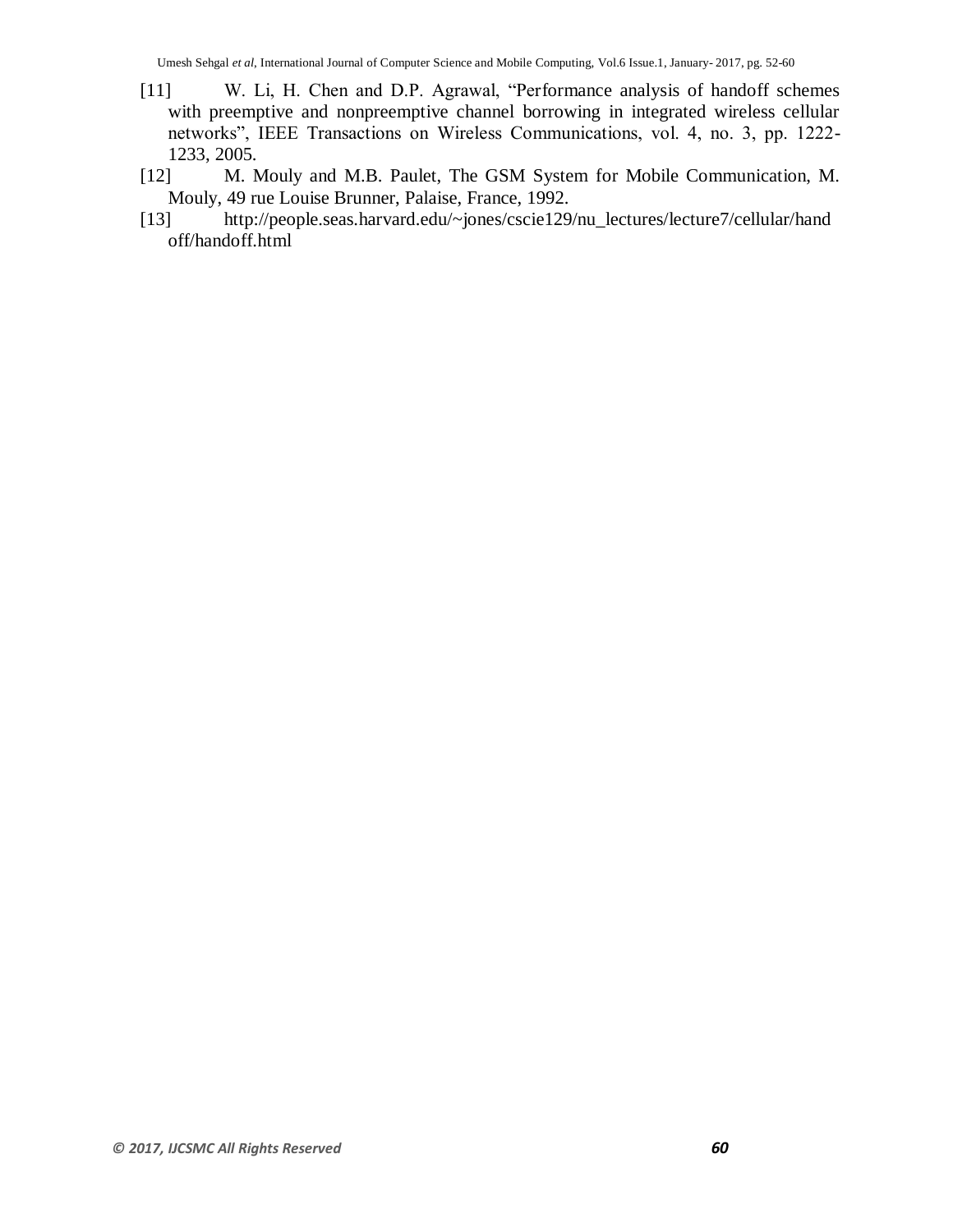[11] W. Li, H. Chen and D.P. Agrawal, "Performance analysis of handoff schemes with preemptive and nonpreemptive channel borrowing in integrated wireless cellular networks", IEEE Transactions on Wireless Communications, vol. 4, no. 3, pp. 1222-1233, 2005.

[12] M. Mouly and M.B. Paulet, The GSM System for Mobile Communication, M. Mouly, 49 rue Louise Brunner, Palaise, France, 1992.

[13] http://people.seas.harvard.edu/~jones/cscie129/nu_lectures/lecture7/cellular/handoff/handoff.html